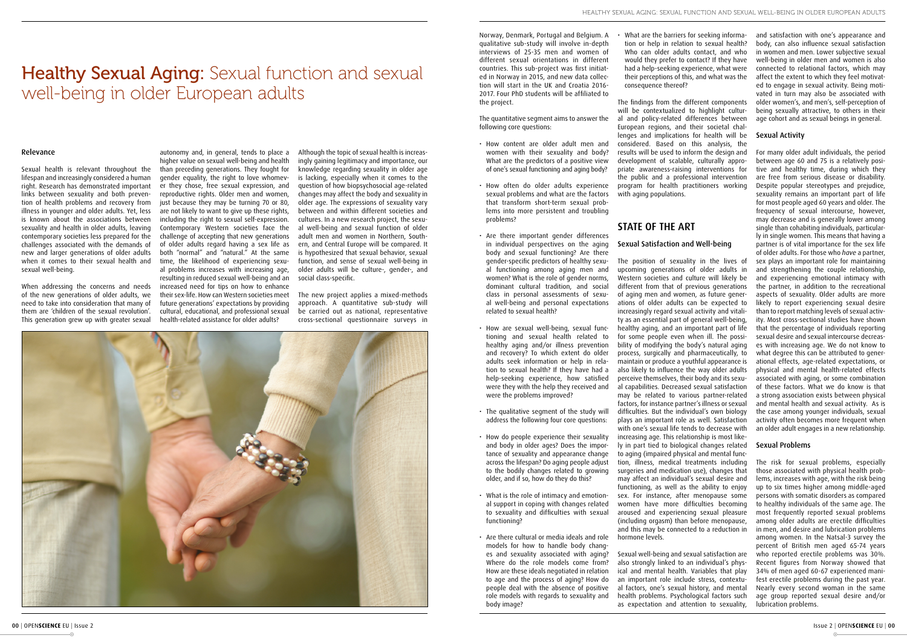# Healthy Sexual Aging: Sexual function and sexual well-being in older European adults

## Relevance

Sexual health is relevant throughout the lifespan and increasingly considered a human right. Research has demonstrated important links between sexuality and both prevention of health problems and recovery from illness in younger and older adults. Yet, less is known about the associations between sexuality and health in older adults, leaving contemporary societies less prepared for the challenges associated with the demands of new and larger generations of older adults when it comes to their sexual health and sexual well-being.

When addressing the concerns and needs of the new generations of older adults, we need to take into consideration that many of them are 'children of the sexual revolution'. This generation grew up with greater sexual autonomy and, in general, tends to place a higher value on sexual well-being and health than preceding generations. They fought for gender equality, the right to love whomever they chose, free sexual expression, and reproductive rights. Older men and women, just because they may be turning 70 or 80, are not likely to want to give up these rights, including the right to sexual self-expression. Contemporary Western societies face the challenge of accepting that new generations of older adults regard having a sex life as both "normal" and "natural." At the same time, the likelihood of experiencing sexual problems increases with increasing age, resulting in reduced sexual well-being and an increased need for tips on how to enhance their sex-life. How can Western societies meet future generations' expectations by providing cultural, educational, and professional sexual health-related assistance for older adults?

Although the topic of sexual health is increasingly gaining legitimacy and importance, our knowledge regarding sexuality in older age is lacking, especially when it comes to the question of how biopsychosocial age-related changes may affect the body and sexuality in older age. The expressions of sexuality vary between and within different societies and cultures. In a new research project, the sexual well-being and sexual function of older adult men and women in Northern, Southern, and Central Europe will be compared. It is hypothesized that sexual behavior, sexual function, and sense of sexual well-being in older adults will be culture-, gender-, and social class-specific.

The new project applies a mixed-methods approach. A quantitative sub-study will be carried out as national, representative cross-sectional questionnaire surveys in Norway, Denmark, Portugal and Belgium. A qualitative sub-study will involve in-depth interviews of 25-35 men and women of different sexual orientations in different countries. This sub-project was first initiated in Norway in 2015, and new data collection will start in the UK and Croatia 2016-2017. Four PhD students will be affiliated to the project.

The quantitative segment aims to answer the following core questions:

- How content are older adult men and women with their sexuality and body? What are the predictors of a positive view of one's sexual functioning and aging body?
- How often do older adults experience sexual problems and what are the factors that transform short-term sexual problems into more persistent and troubling problems?
- Are there important gender differences in individual perspectives on the aging body and sexual functioning? Are there gender-specific predictors of healthy sexual functioning among aging men and women? What is the role of gender norms, dominant cultural tradition, and social class in personal assessments of sexual well-being and personal expectations related to sexual health?
- How are sexual well-being, sexual functioning and sexual health related to healthy aging and/or illness prevention and recovery? To which extent do older adults seek information or help in relation to sexual health? If they have had a help-seeking experience, how satisfied were they with the help they received and were the problems improved?
- The qualitative segment of the study will address the following four core questions:
- How do people experience their sexuality and body in older ages? Does the importance of sexuality and appearance change across the lifespan? Do aging people adjust to the bodily changes related to growing older, and if so, how do they do this?
- What is the role of intimacy and emotional support in coping with changes related to sexuality and difficulties with sexual functioning?
- Are there cultural or media ideals and role models for how to handle body changes and sexuality associated with aging? Where do the role models come from? How are these ideals negotiated in relation to age and the process of aging? How do people deal with the absence of positive role models with regards to sexuality and body image?
- What are the barriers for seeking information or help in relation to sexual health? Who can older adults contact, and who would they prefer to contact? If they have had a help-seeking experience, what were their perceptions of this, and what was the consequence thereof?

The findings from the different components will be contextualized to highlight cultural and policy-related differences between European regions, and their societal challenges and implications for health will be considered. Based on this analysis, the results will be used to inform the design and development of scalable, culturally appropriate awareness-raising interventions for the public and a professional intervention program for health practitioners working with aging populations.

## STATE OF THE ART

### Sexual Satisfaction and Well-being

The position of sexuality in the lives of upcoming generations of older adults in Western societies and culture will likely be different from that of previous generations of aging men and women, as future generations of older adults can be expected to increasingly regard sexual activity and vitality as an essential part of general well-being, healthy aging, and an important part of life for some people even when ill. The possibility of modifying the body's natural aging process, surgically and pharmaceutically, to maintain or produce a youthful appearance is also likely to influence the way older adults perceive themselves, their body and its sexual capabilities. Decreased sexual satisfaction may be related to various partner-related factors, for instance partner's illness or sexual difficulties. But the individual's own biology plays an important role as well. Satisfaction with one's sexual life tends to decrease with increasing age. This relationship is most likely in part tied to biological changes related to aging (impaired physical and mental function, illness, medical treatments including surgeries and medication use), changes that may affect an individual's sexual desire and functioning, as well as the ability to enjoy sex. For instance, after menopause some women have more difficulties becoming aroused and experiencing sexual pleasure (including orgasm) than before menopause, and this may be connected to a reduction in hormone levels.

Sexual well-being and sexual satisfaction are also strongly linked to an individual's physical and mental health. Variables that play an important role include stress, contextual factors, one's sexual history, and mental health problems. Psychological factors such as expectation and attention to sexuality, and satisfaction with one's appearance and body, can also influence sexual satisfaction in women and men. Lower subjective sexual well-being in older men and women is also connected to relational factors, which may affect the extent to which they feel motivated to engage in sexual activity. Being motivated in turn may also be associated with older women's, and men's, self-perception of being sexually attractive, to others in their age cohort and as sexual beings in general.

### Sexual Activity

For many older adult individuals, the period between age 60 and 75 is a relatively positive and healthy time, during which they are free from serious disease or disability. Despite popular stereotypes and prejudice, sexuality remains an important part of life for most people aged 60 years and older. The frequency of sexual intercourse, however, may decrease and is generally lower among single than cohabiting individuals, particularly in single women. This means that having a partner is of vital importance for the sex life of older adults. For those who *have* a partner, sex plays an important role for maintaining and strengthening the couple relationship, and experiencing emotional intimacy with the partner, in addition to the recreational aspects of sexuality. Older adults are more likely to report experiencing sexual desire than to report matching levels of sexual activity. Most cross-sectional studies have shown that the percentage of individuals reporting sexual desire and sexual intercourse decreases with increasing age. We do not know to what degree this can be attributed to generational effects, age-related expectations, or physical and mental health-related effects associated with aging, or some combination of these factors. What we do know is that a strong association exists between physical and mental health and sexual activity. As is the case among younger individuals, sexual activity often becomes more frequent when an older adult engages in a new relationship.

### Sexual Problems

The risk for sexual problems, especially those associated with physical health problems, increases with age, with the risk being up to six times higher among middle-aged persons with somatic disorders as compared to healthy individuals of the same age. The most frequently reported sexual problems among older adults are erectile difficulties in men, and desire and lubrication problems among women. In the Natsal-3 survey the percent of British men aged 65-74 years who reported erectile problems was 30%. Recent figures from Norway showed that 34% of men aged 60-67 experienced manifest erectile problems during the past year. Nearly every second woman in the same age group reported sexual desire and/or lubrication problems.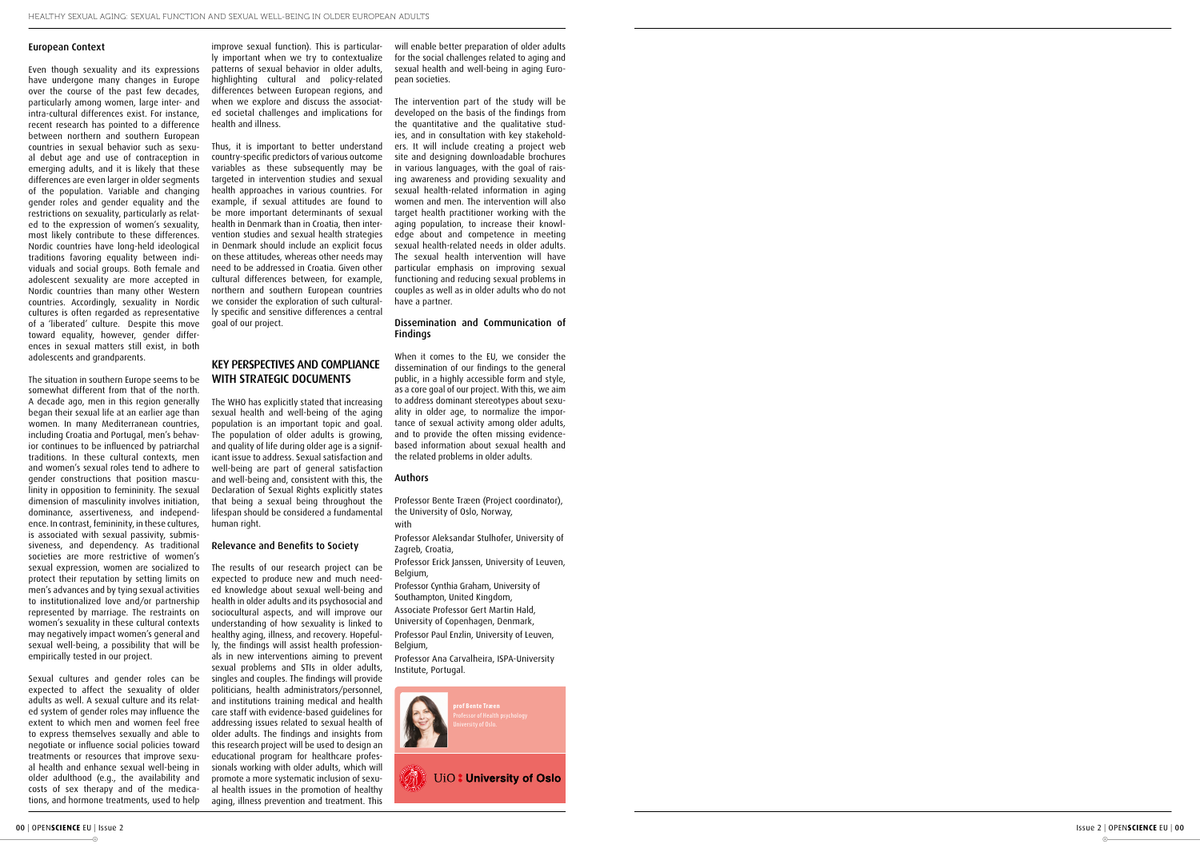### European Context

Even though sexuality and its expressions have undergone many changes in Europe over the course of the past few decades, particularly among women, large inter- and intra-cultural differences exist. For instance, recent research has pointed to a difference between northern and southern European countries in sexual behavior such as sexual debut age and use of contraception in emerging adults, and it is likely that these differences are even larger in older segments of the population. Variable and changing gender roles and gender equality and the restrictions on sexuality, particularly as related to the expression of women's sexuality, most likely contribute to these differences. Nordic countries have long-held ideological traditions favoring equality between individuals and social groups. Both female and adolescent sexuality are more accepted in Nordic countries than many other Western countries. Accordingly, sexuality in Nordic cultures is often regarded as representative of a 'liberated' culture. Despite this move toward equality, however, gender differences in sexual matters still exist, in both adolescents and grandparents.

The situation in southern Europe seems to be somewhat different from that of the north. A decade ago, men in this region generally began their sexual life at an earlier age than women. In many Mediterranean countries, including Croatia and Portugal, men's behavior continues to be influenced by patriarchal traditions. In these cultural contexts, men and women's sexual roles tend to adhere to gender constructions that position masculinity in opposition to femininity. The sexual dimension of masculinity involves initiation, dominance, assertiveness, and independence. In contrast, femininity, in these cultures, is associated with sexual passivity, submissiveness, and dependency. As traditional societies are more restrictive of women's sexual expression, women are socialized to protect their reputation by setting limits on men's advances and by tying sexual activities to institutionalized love and/or partnership represented by marriage. The restraints on women's sexuality in these cultural contexts may negatively impact women's general and sexual well-being, a possibility that will be empirically tested in our project.

Sexual cultures and gender roles can be expected to affect the sexuality of older adults as well. A sexual culture and its related system of gender roles may influence the extent to which men and women feel free to express themselves sexually and able to negotiate or influence social policies toward treatments or resources that improve sexual health and enhance sexual well-being in older adulthood (e.g., the availability and costs of sex therapy and of the medications, and hormone treatments, used to help improve sexual function). This is particularly important when we try to contextualize patterns of sexual behavior in older adults, highlighting cultural and policy-related differences between European regions, and when we explore and discuss the associated societal challenges and implications for health and illness.

Thus, it is important to better understand country-specific predictors of various outcome variables as these subsequently may be targeted in intervention studies and sexual health approaches in various countries. For example, if sexual attitudes are found to be more important determinants of sexual health in Denmark than in Croatia, then intervention studies and sexual health strategies in Denmark should include an explicit focus on these attitudes, whereas other needs may need to be addressed in Croatia. Given other cultural differences between, for example, northern and southern European countries we consider the exploration of such culturally specific and sensitive differences a central goal of our project.

## KEY PERSPECTIVES AND COMPLIANCE WITH STRATEGIC DOCUMENTS

The WHO has explicitly stated that increasing sexual health and well-being of the aging population is an important topic and goal. The population of older adults is growing, and quality of life during older age is a significant issue to address. Sexual satisfaction and well-being are part of general satisfaction and well-being and, consistent with this, the Declaration of Sexual Rights explicitly states that being a sexual being throughout the lifespan should be considered a fundamental human right.

### Relevance and Benefits to Society

The results of our research project can be expected to produce new and much needed knowledge about sexual well-being and health in older adults and its psychosocial and sociocultural aspects, and will improve our understanding of how sexuality is linked to healthy aging, illness, and recovery. Hopefully, the findings will assist health professionals in new interventions aiming to prevent sexual problems and STIs in older adults, singles and couples. The findings will provide politicians, health administrators/personnel, and institutions training medical and health care staff with evidence-based guidelines for addressing issues related to sexual health of older adults. The findings and insights from this research project will be used to design an educational program for healthcare professionals working with older adults, which will promote a more systematic inclusion of sexual health issues in the promotion of healthy aging, illness prevention and treatment. This will enable better preparation of older adults for the social challenges related to aging and sexual health and well-being in aging European societies.

The intervention part of the study will be developed on the basis of the findings from the quantitative and the qualitative studies, and in consultation with key stakeholders. It will include creating a project web site and designing downloadable brochures in various languages, with the goal of raising awareness and providing sexuality and sexual health-related information in aging women and men. The intervention will also target health practitioner working with the aging population, to increase their knowledge about and competence in meeting sexual health-related needs in older adults. The sexual health intervention will have particular emphasis on improving sexual functioning and reducing sexual problems in couples as well as in older adults who do not have a partner.

### Dissemination and Communication of Findings

When it comes to the EU, we consider the dissemination of our findings to the general public, in a highly accessible form and style, as a core goal of our project. With this, we aim to address dominant stereotypes about sexuality in older age, to normalize the importance of sexual activity among older adults, and to provide the often missing evidence-based information about sexual health and the related problems in older adults.

### Authors

Professor Bente Træen (Project coordinator), the University of Oslo, Norway,

with

Professor Aleksandar Stulhofer, University of Zagreb, Croatia,

Professor Erick Janssen, University of Leuven, Belgium,

Professor Cynthia Graham, University of Southampton, United Kingdom,

Associate Professor Gert Martin Hald, University of Copenhagen, Denmark,

Professor Paul Enzlin, University of Leuven, Belgium,

Professor Ana Carvalheira, ISPA-University Institute, Portugal.

**prof Bente Træen**
Professor of Health psychology
University of Oslo.

UiO : University of Oslo